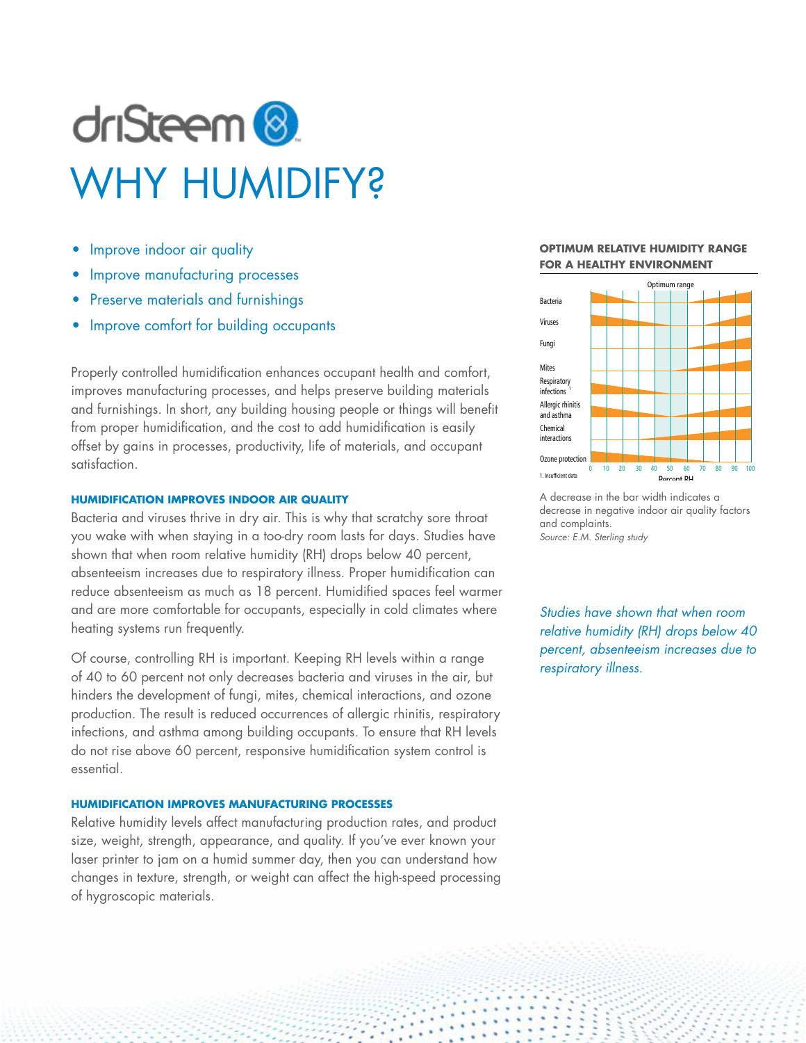# driSteem

# WHY HUMIDIFY?

- Improve indoor air quality
- Improve manufacturing processes
- Preserve materials and furnishings
- Improve comfort for building occupants

Properly controlled humidification enhances occupant health and comfort, improves manufacturing processes, and helps preserve building materials and furnishings. In short, any building housing people or things will benefit from proper humidification, and the cost to add humidification is easily offset by gains in processes, productivity, life of materials, and occupant satisfaction.

### HUMIDIFICATION IMPROVES INDOOR AIR QUALITY

Bacteria and viruses thrive in dry air. This is why that scratchy sore throat you wake with when staying in a too-dry room lasts for days. Studies have shown that when room relative humidity (RH) drops below 40 percent, absenteeism increases due to respiratory illness. Proper humidification can reduce absenteeism as much as 18 percent. Humidified spaces feel warmer and are more comfortable for occupants, especially in cold climates where heating systems run frequently.

Of course, controlling RH is important. Keeping RH levels within a range of 40 to 60 percent not only decreases bacteria and viruses in the air, but hinders the development of fungi, mites, chemical interactions, and ozone production. The result is reduced occurrences of allergic rhinitis, respiratory infections, and asthma among building occupants. To ensure that RH levels do not rise above 60 percent, responsive humidification system control is essential.

### HUMIDIFICATION IMPROVES MANUFACTURING PROCESSES

Relative humidity levels affect manufacturing production rates, and product size, weight, strength, appearance, and quality. If you've ever known your laser printer to jam on a humid summer day, then you can understand how changes in texture, strength, or weight can affect the high-speed processing of hygroscopic materials.

**OPTIMUM RELATIVE HUMIDITY RANGE FOR A HEALTHY ENVIRONMENT**

Optimum range

Bacteria
Viruses
Fungi
Mites
Respiratory infections [1]
Allergic rhinitis and asthma
Chemical interactions
Ozone protection

0 10 20 30 40 50 60 70 80 90 100
Percent RH

1. Insufficient data

A decrease in the bar width indicates a decrease in negative indoor air quality factors and complaints.
*Source: E.M. Sterling study*

*Studies have shown that when room relative humidity (RH) drops below 40 percent, absenteeism increases due to respiratory illness.*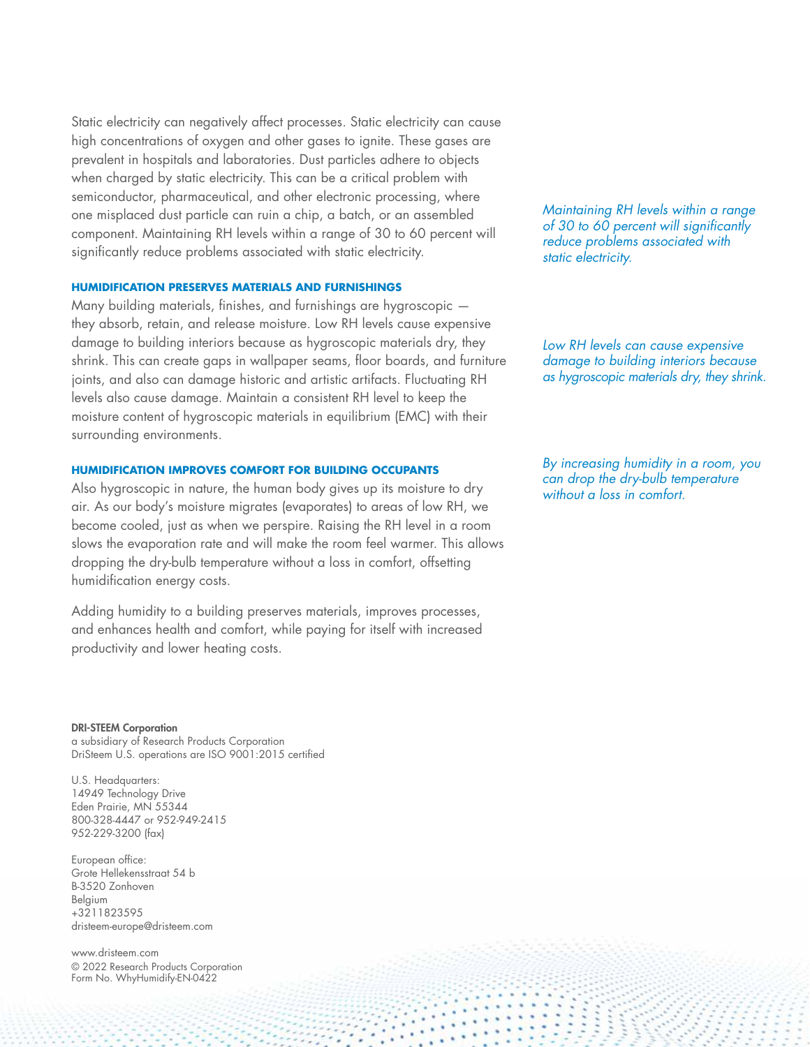Static electricity can negatively affect processes. Static electricity can cause high concentrations of oxygen and other gases to ignite. These gases are prevalent in hospitals and laboratories. Dust particles adhere to objects when charged by static electricity. This can be a critical problem with semiconductor, pharmaceutical, and other electronic processing, where one misplaced dust particle can ruin a chip, a batch, or an assembled component. Maintaining RH levels within a range of 30 to 60 percent will significantly reduce problems associated with static electricity.

*Maintaining RH levels within a range of 30 to 60 percent will significantly reduce problems associated with static electricity.*

### HUMIDIFICATION PRESERVES MATERIALS AND FURNISHINGS

Many building materials, finishes, and furnishings are hygroscopic — they absorb, retain, and release moisture. Low RH levels cause expensive damage to building interiors because as hygroscopic materials dry, they shrink. This can create gaps in wallpaper seams, floor boards, and furniture joints, and also can damage historic and artistic artifacts. Fluctuating RH levels also cause damage. Maintain a consistent RH level to keep the moisture content of hygroscopic materials in equilibrium (EMC) with their surrounding environments.

*Low RH levels can cause expensive damage to building interiors because as hygroscopic materials dry, they shrink.*

### HUMIDIFICATION IMPROVES COMFORT FOR BUILDING OCCUPANTS

Also hygroscopic in nature, the human body gives up its moisture to dry air. As our body's moisture migrates (evaporates) to areas of low RH, we become cooled, just as when we perspire. Raising the RH level in a room slows the evaporation rate and will make the room feel warmer. This allows dropping the dry-bulb temperature without a loss in comfort, offsetting humidification energy costs.

*By increasing humidity in a room, you can drop the dry-bulb temperature without a loss in comfort.*

Adding humidity to a building preserves materials, improves processes, and enhances health and comfort, while paying for itself with increased productivity and lower heating costs.

**DRI-STEEM Corporation**
a subsidiary of Research Products Corporation
DriSteem U.S. operations are ISO 9001:2015 certified

U.S. Headquarters:
14949 Technology Drive
Eden Prairie, MN 55344
800-328-4447 or 952-949-2415
952-229-3200 (fax)

European office:
Grote Hellekensstraat 54 b
B-3520 Zonhoven
Belgium
+3211823595
dristeem-europe@dristeem.com

www.dristeem.com
© 2022 Research Products Corporation
Form No. WhyHumidify-EN-0422